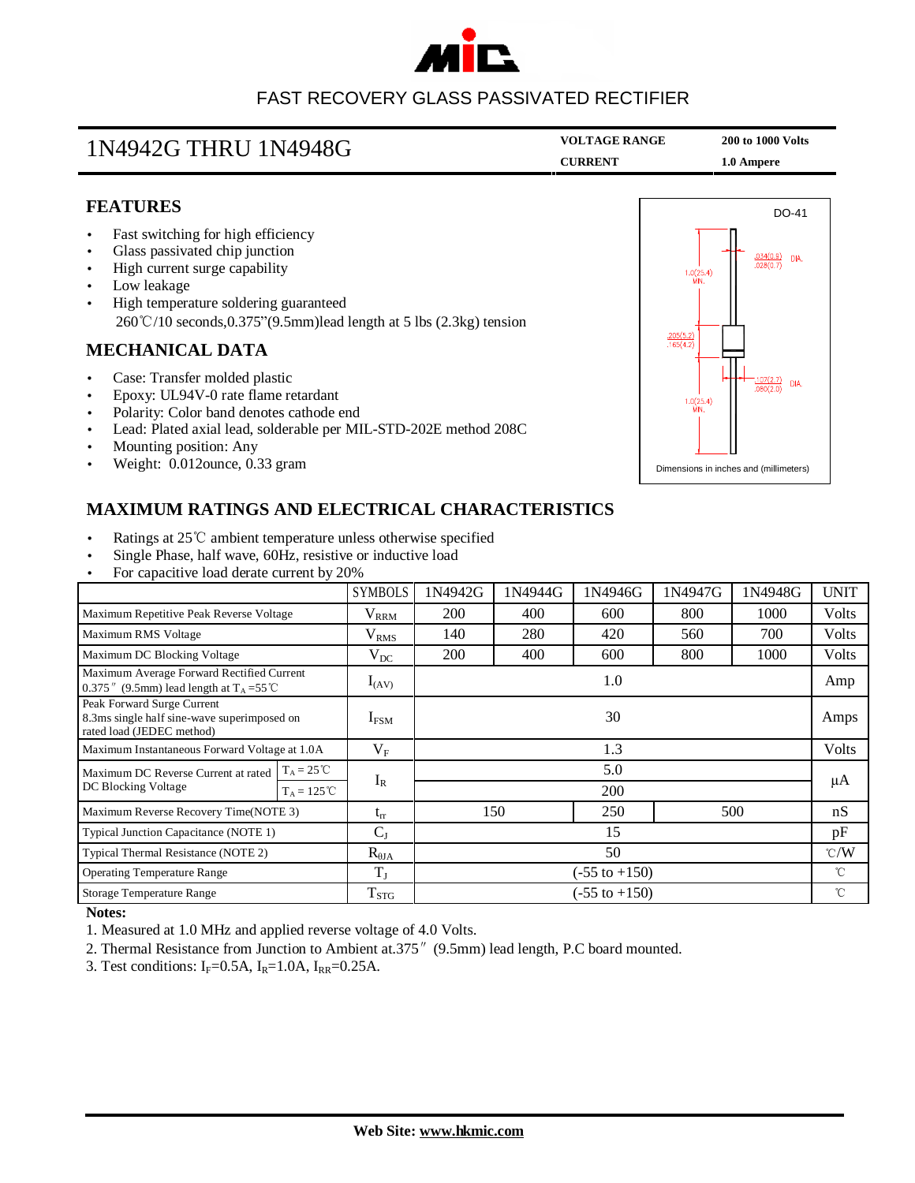# FAST RECOVERY GLASS PASSIVATED RECTIFIER

## 1N4942G THRU 1N4948G

**VOLTAGE RANGE** 200 to 1000 Volts
**CURRENT** 1.0 Ampere

## FEATURES

- Fast switching for high efficiency
- Glass passivated chip junction
- High current surge capability
- Low leakage
- High temperature soldering guaranteed
  260℃/10 seconds,0.375"(9.5mm)lead length at 5 lbs (2.3kg) tension

## MECHANICAL DATA

- Case: Transfer molded plastic
- Epoxy: UL94V-0 rate flame retardant
- Polarity: Color band denotes cathode end
- Lead: Plated axial lead, solderable per MIL-STD-202E method 208C
- Mounting position: Any
- Weight: 0.012ounce, 0.33 gram

DO-41

1.0(25.4) MIN.
.034(0.9) .028(0.7) DIA.
.205(5.2) .165(4.2)
.107(2.7) .080(2.0) DIA.
1.0(25.4) MIN.

Dimensions in inches and (millimeters)

## MAXIMUM RATINGS AND ELECTRICAL CHARACTERISTICS

- Ratings at 25℃ ambient temperature unless otherwise specified
- Single Phase, half wave, 60Hz, resistive or inductive load
- For capacitive load derate current by 20%

| | | SYMBOLS | 1N4942G | 1N4944G | 1N4946G | 1N4947G | 1N4948G | UNIT |
|---|---|---|---|---|---|---|---|---|
| Maximum Repetitive Peak Reverse Voltage | | $V_{RRM}$ | 200 | 400 | 600 | 800 | 1000 | Volts |
| Maximum RMS Voltage | | $V_{RMS}$ | 140 | 280 | 420 | 560 | 700 | Volts |
| Maximum DC Blocking Voltage | | $V_{DC}$ | 200 | 400 | 600 | 800 | 1000 | Volts |
| Maximum Average Forward Rectified Current 0.375" (9.5mm) lead length at $T_A$ =55℃ | | $I_{(AV)}$ | 1.0 | | | | | Amp |
| Peak Forward Surge Current 8.3ms single half sine-wave superimposed on rated load (JEDEC method) | | $I_{FSM}$ | 30 | | | | | Amps |
| Maximum Instantaneous Forward Voltage at 1.0A | | $V_F$ | 1.3 | | | | | Volts |
| Maximum DC Reverse Current at rated DC Blocking Voltage | $T_A$ = 25℃ | $I_R$ | 5.0 | | | | | μA |
| | $T_A$ = 125℃ | | 200 | | | | | |
| Maximum Reverse Recovery Time(NOTE 3) | | $t_{rr}$ | 150 | | 250 | 500 | | nS |
| Typical Junction Capacitance (NOTE 1) | | $C_J$ | 15 | | | | | pF |
| Typical Thermal Resistance (NOTE 2) | | $R_{\theta JA}$ | 50 | | | | | ℃/W |
| Operating Temperature Range | | $T_J$ | (-55 to +150) | | | | | ℃ |
| Storage Temperature Range | | $T_{STG}$ | (-55 to +150) | | | | | ℃ |

**Notes:**

1. Measured at 1.0 MHz and applied reverse voltage of 4.0 Volts.
2. Thermal Resistance from Junction to Ambient at.375" (9.5mm) lead length, P.C board mounted.
3. Test conditions: $I_F$=0.5A, $I_R$=1.0A, $I_{RR}$=0.25A.

**Web Site: www.hkmic.com**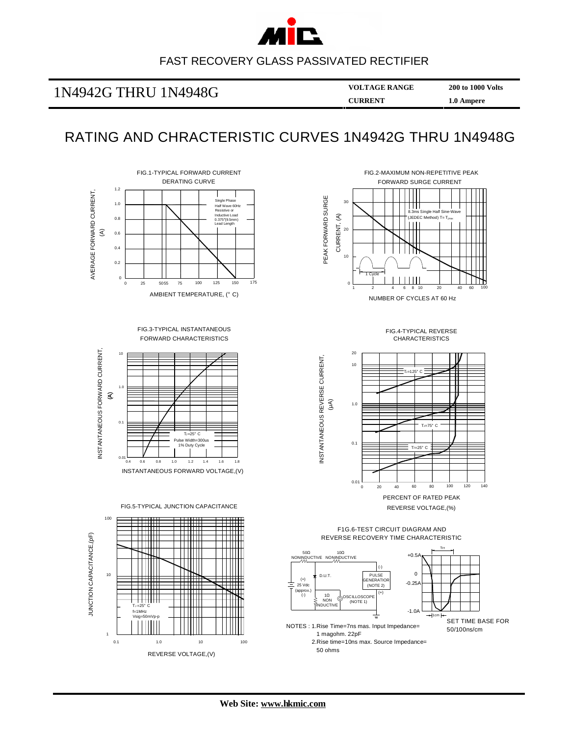FAST RECOVERY GLASS PASSIVATED RECTIFIER

# 1N4942G THRU 1N4948G

| | |
|---|---|
| **VOLTAGE RANGE** | **200 to 1000 Volts** |
| **CURRENT** | **1.0 Ampere** |

## RATING AND CHRACTERISTIC CURVES 1N4942G THRU 1N4948G

FIG.1-TYPICAL FORWARD CURRENT DERATING CURVE

AVERAGE FORWARD CURRENT, (A)

1.2
1.0
0.8
0.6
0.4
0.2
0

0 25 50 55 75 100 125 150 175

Single Phase
Half Wave 60Hz
Resistive or
Inductive Load
0.375"(9.5mm)
Lead Length

AMBIENT TEMPERATURE, (° C)

FIG.2-MAXIMUM NON-REPETITIVE PEAK FORWARD SURGE CURRENT

PEAK FORWARD SURGE CURRENT, (A)

30
20
10
0

1 2 4 6 8 10 20 40 60 100

8.3ms Single Half Sine-Wave
(JEDEC Method) T= $T_{jmax}$

1 Cycle

NUMBER OF CYCLES AT 60 Hz

FIG.3-TYPICAL INSTANTANEOUS FORWARD CHARACTERISTICS

INSTANTANEOUS FORWARD CURRENT, (A)

10
1.0
0.1
0.01

0.4 0.6 0.8 1.0 1.2 1.4 1.6 1.8

$T_J$=25° C
Pulse Width=300us
1% Duty Cycle

INSTANTANEOUS FORWARD VOLTAGE,(V)

FIG.4-TYPICAL REVERSE CHARACTERISTICS

INSTANTANEOUS REVERSE CURRENT, (μA)

20
10
1.0
0.1
0.01

0 20 40 60 80 100 120 140

$T_J$=125° C
$T_J$=75° C
$T_J$=25° C

PERCENT OF RATED PEAK REVERSE VOLTAGE,(%)

FIG.5-TYPICAL JUNCTION CAPACITANCE

JUNCTION CAPACITANCE,(pF)

100
10
1

0.1 1.0 10 100

$T_J$ =25° C
f=1MHz
Vsig=50mVp-p

REVERSE VOLTAGE,(V)

F1G.6-TEST CIRCUIT DIAGRAM AND REVERSE RECOVERY TIME CHARACTERISTIC

50Ω NONINDUCTIVE
10Ω NONINDUCTIVE
D.U.T.
(+) 25 Vdc (approx.) (-)
1Ω NON INDUCTIVE
PULSE GENERATOR (NOTE 2)
OSCILLOSCOPE (NOTE 1)
(-)
(+)

Trr
+0.5A
0
-0.25A
-1.0A
1cm

SET TIME BASE FOR 50/100ns/cm

NOTES : 1.Rise Time=7ns mas. Input Impedance= 1 magohm. 22pF
2.Rise time=10ns max. Source Impedance= 50 ohms

**Web Site: www.hkmic.com**